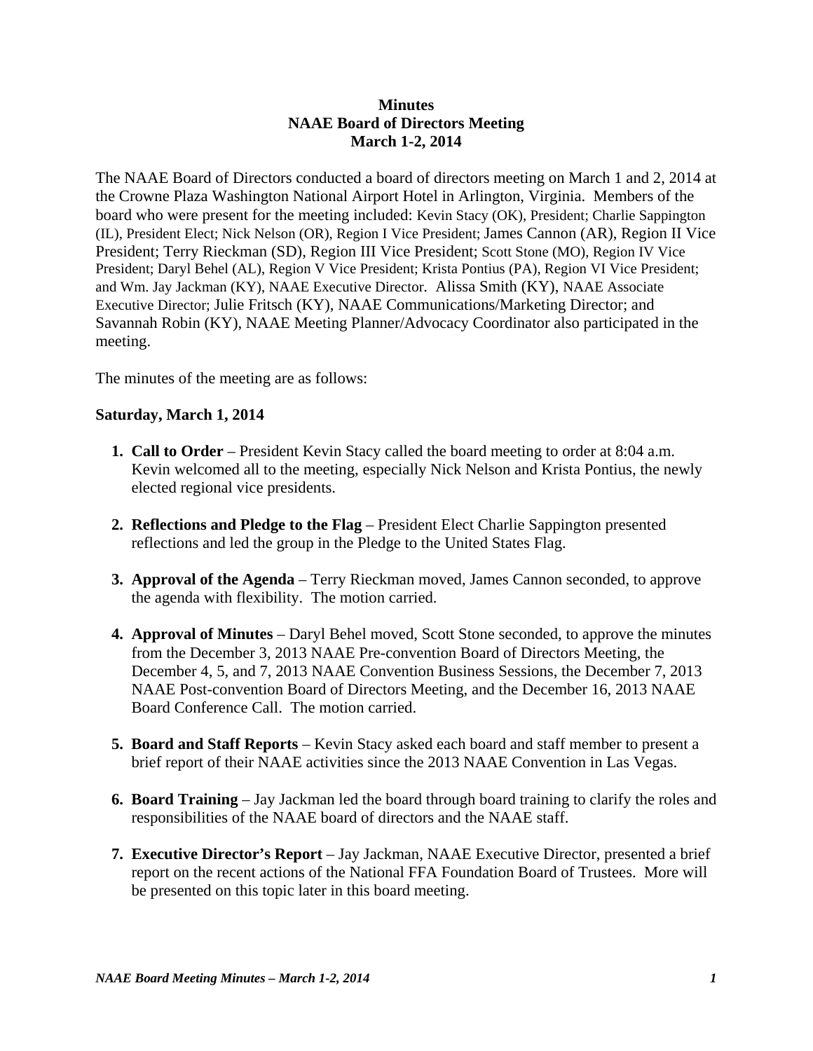**Minutes**
**NAAE Board of Directors Meeting**
**March 1-2, 2014**

The NAAE Board of Directors conducted a board of directors meeting on March 1 and 2, 2014 at the Crowne Plaza Washington National Airport Hotel in Arlington, Virginia. Members of the board who were present for the meeting included: Kevin Stacy (OK), President; Charlie Sappington (IL), President Elect; Nick Nelson (OR), Region I Vice President; James Cannon (AR), Region II Vice President; Terry Rieckman (SD), Region III Vice President; Scott Stone (MO), Region IV Vice President; Daryl Behel (AL), Region V Vice President; Krista Pontius (PA), Region VI Vice President; and Wm. Jay Jackman (KY), NAAE Executive Director. Alissa Smith (KY), NAAE Associate Executive Director; Julie Fritsch (KY), NAAE Communications/Marketing Director; and Savannah Robin (KY), NAAE Meeting Planner/Advocacy Coordinator also participated in the meeting.

The minutes of the meeting are as follows:

**Saturday, March 1, 2014**

1. **Call to Order** – President Kevin Stacy called the board meeting to order at 8:04 a.m. Kevin welcomed all to the meeting, especially Nick Nelson and Krista Pontius, the newly elected regional vice presidents.

2. **Reflections and Pledge to the Flag** – President Elect Charlie Sappington presented reflections and led the group in the Pledge to the United States Flag.

3. **Approval of the Agenda** – Terry Rieckman moved, James Cannon seconded, to approve the agenda with flexibility. The motion carried.

4. **Approval of Minutes** – Daryl Behel moved, Scott Stone seconded, to approve the minutes from the December 3, 2013 NAAE Pre-convention Board of Directors Meeting, the December 4, 5, and 7, 2013 NAAE Convention Business Sessions, the December 7, 2013 NAAE Post-convention Board of Directors Meeting, and the December 16, 2013 NAAE Board Conference Call. The motion carried.

5. **Board and Staff Reports** – Kevin Stacy asked each board and staff member to present a brief report of their NAAE activities since the 2013 NAAE Convention in Las Vegas.

6. **Board Training** – Jay Jackman led the board through board training to clarify the roles and responsibilities of the NAAE board of directors and the NAAE staff.

7. **Executive Director's Report** – Jay Jackman, NAAE Executive Director, presented a brief report on the recent actions of the National FFA Foundation Board of Trustees. More will be presented on this topic later in this board meeting.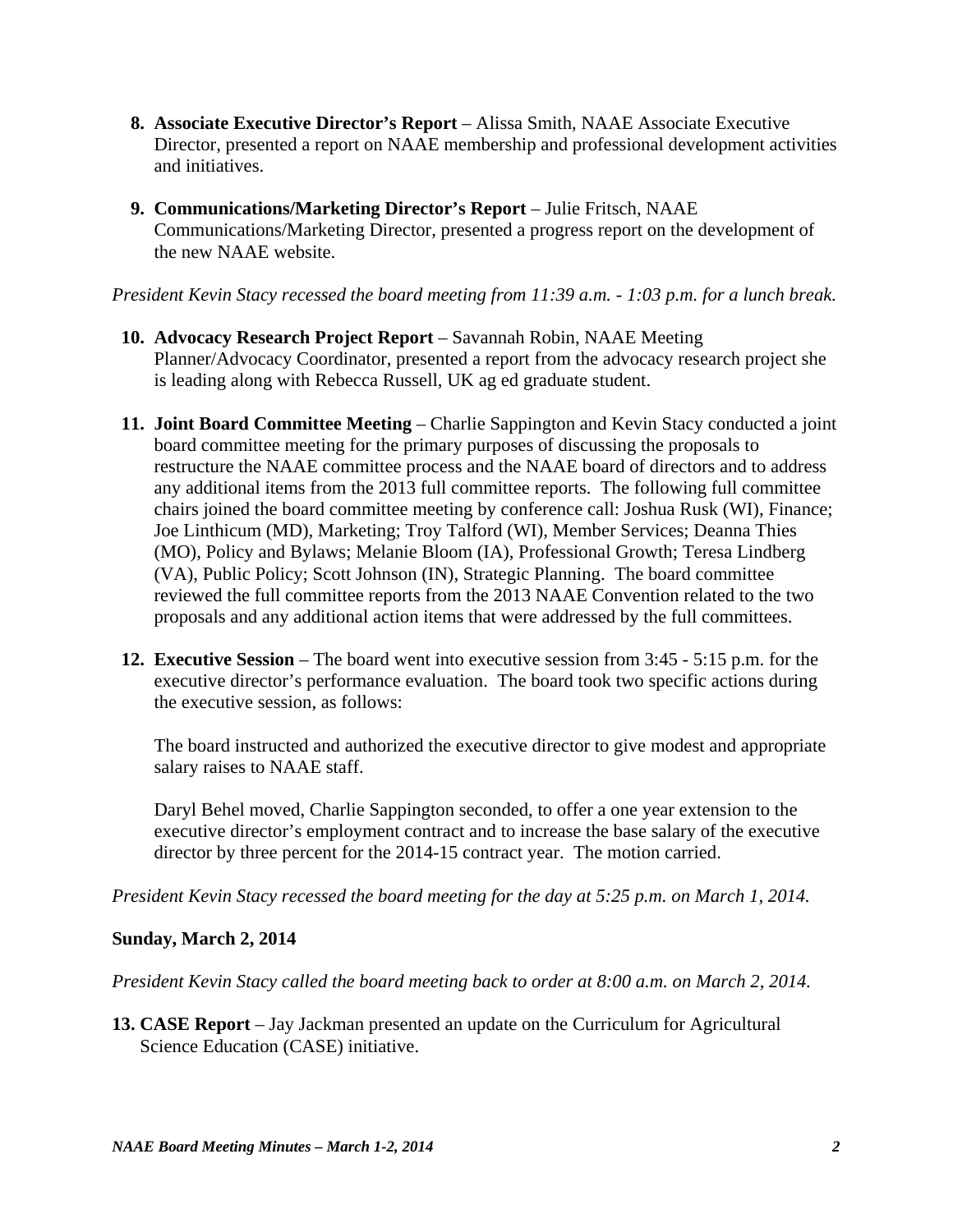8. **Associate Executive Director's Report** – Alissa Smith, NAAE Associate Executive Director, presented a report on NAAE membership and professional development activities and initiatives.

9. **Communications/Marketing Director's Report** – Julie Fritsch, NAAE Communications/Marketing Director, presented a progress report on the development of the new NAAE website.

*President Kevin Stacy recessed the board meeting from 11:39 a.m. - 1:03 p.m. for a lunch break.*

10. **Advocacy Research Project Report** – Savannah Robin, NAAE Meeting Planner/Advocacy Coordinator, presented a report from the advocacy research project she is leading along with Rebecca Russell, UK ag ed graduate student.

11. **Joint Board Committee Meeting** – Charlie Sappington and Kevin Stacy conducted a joint board committee meeting for the primary purposes of discussing the proposals to restructure the NAAE committee process and the NAAE board of directors and to address any additional items from the 2013 full committee reports. The following full committee chairs joined the board committee meeting by conference call: Joshua Rusk (WI), Finance; Joe Linthicum (MD), Marketing; Troy Talford (WI), Member Services; Deanna Thies (MO), Policy and Bylaws; Melanie Bloom (IA), Professional Growth; Teresa Lindberg (VA), Public Policy; Scott Johnson (IN), Strategic Planning. The board committee reviewed the full committee reports from the 2013 NAAE Convention related to the two proposals and any additional action items that were addressed by the full committees.

12. **Executive Session** – The board went into executive session from 3:45 - 5:15 p.m. for the executive director's performance evaluation. The board took two specific actions during the executive session, as follows:

    The board instructed and authorized the executive director to give modest and appropriate salary raises to NAAE staff.

    Daryl Behel moved, Charlie Sappington seconded, to offer a one year extension to the executive director's employment contract and to increase the base salary of the executive director by three percent for the 2014-15 contract year. The motion carried.

*President Kevin Stacy recessed the board meeting for the day at 5:25 p.m. on March 1, 2014.*

**Sunday, March 2, 2014**

*President Kevin Stacy called the board meeting back to order at 8:00 a.m. on March 2, 2014.*

13. **CASE Report** – Jay Jackman presented an update on the Curriculum for Agricultural Science Education (CASE) initiative.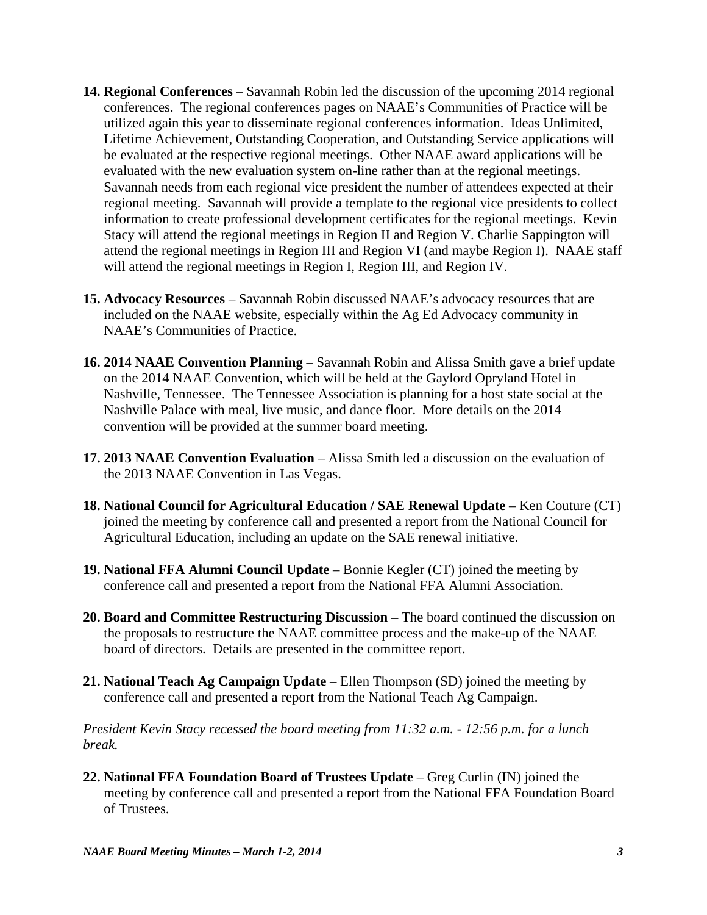14. **Regional Conferences** – Savannah Robin led the discussion of the upcoming 2014 regional conferences. The regional conferences pages on NAAE's Communities of Practice will be utilized again this year to disseminate regional conferences information. Ideas Unlimited, Lifetime Achievement, Outstanding Cooperation, and Outstanding Service applications will be evaluated at the respective regional meetings. Other NAAE award applications will be evaluated with the new evaluation system on-line rather than at the regional meetings. Savannah needs from each regional vice president the number of attendees expected at their regional meeting. Savannah will provide a template to the regional vice presidents to collect information to create professional development certificates for the regional meetings. Kevin Stacy will attend the regional meetings in Region II and Region V. Charlie Sappington will attend the regional meetings in Region III and Region VI (and maybe Region I). NAAE staff will attend the regional meetings in Region I, Region III, and Region IV.

15. **Advocacy Resources** – Savannah Robin discussed NAAE's advocacy resources that are included on the NAAE website, especially within the Ag Ed Advocacy community in NAAE's Communities of Practice.

16. **2014 NAAE Convention Planning** – Savannah Robin and Alissa Smith gave a brief update on the 2014 NAAE Convention, which will be held at the Gaylord Opryland Hotel in Nashville, Tennessee. The Tennessee Association is planning for a host state social at the Nashville Palace with meal, live music, and dance floor. More details on the 2014 convention will be provided at the summer board meeting.

17. **2013 NAAE Convention Evaluation** – Alissa Smith led a discussion on the evaluation of the 2013 NAAE Convention in Las Vegas.

18. **National Council for Agricultural Education / SAE Renewal Update** – Ken Couture (CT) joined the meeting by conference call and presented a report from the National Council for Agricultural Education, including an update on the SAE renewal initiative.

19. **National FFA Alumni Council Update** – Bonnie Kegler (CT) joined the meeting by conference call and presented a report from the National FFA Alumni Association.

20. **Board and Committee Restructuring Discussion** – The board continued the discussion on the proposals to restructure the NAAE committee process and the make-up of the NAAE board of directors. Details are presented in the committee report.

21. **National Teach Ag Campaign Update** – Ellen Thompson (SD) joined the meeting by conference call and presented a report from the National Teach Ag Campaign.

*President Kevin Stacy recessed the board meeting from 11:32 a.m. - 12:56 p.m. for a lunch break.*

22. **National FFA Foundation Board of Trustees Update** – Greg Curlin (IN) joined the meeting by conference call and presented a report from the National FFA Foundation Board of Trustees.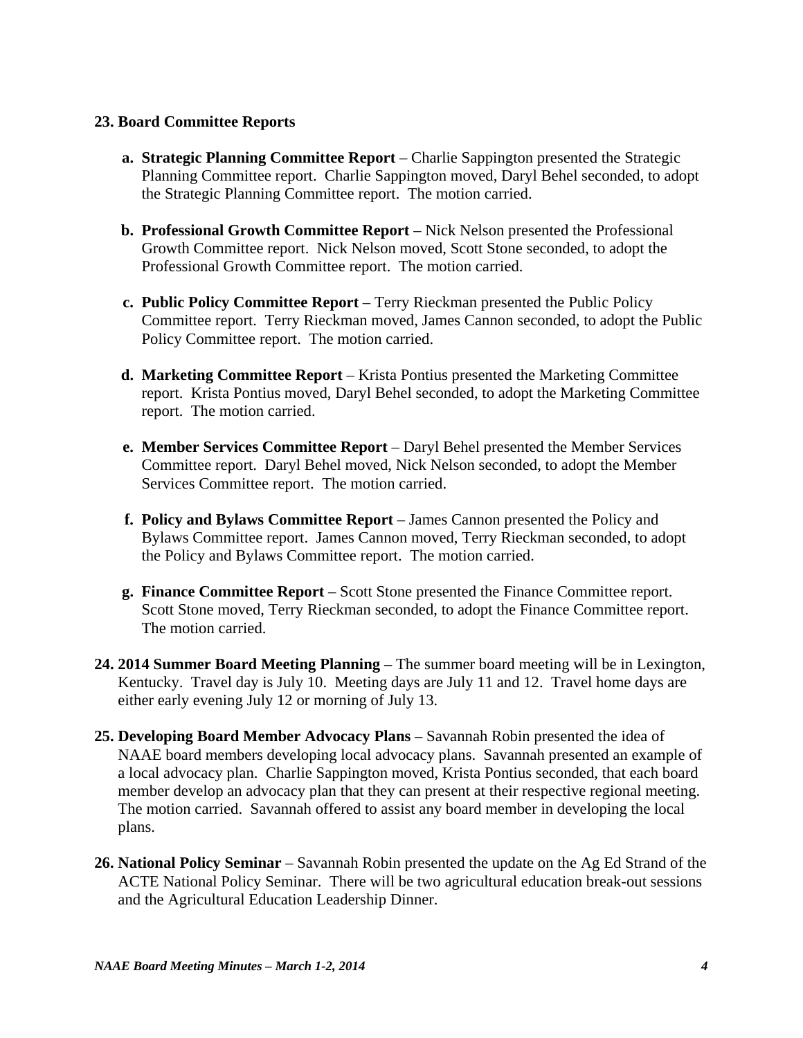**23. Board Committee Reports**

a. **Strategic Planning Committee Report** – Charlie Sappington presented the Strategic Planning Committee report. Charlie Sappington moved, Daryl Behel seconded, to adopt the Strategic Planning Committee report. The motion carried.

b. **Professional Growth Committee Report** – Nick Nelson presented the Professional Growth Committee report. Nick Nelson moved, Scott Stone seconded, to adopt the Professional Growth Committee report. The motion carried.

c. **Public Policy Committee Report** – Terry Rieckman presented the Public Policy Committee report. Terry Rieckman moved, James Cannon seconded, to adopt the Public Policy Committee report. The motion carried.

d. **Marketing Committee Report** – Krista Pontius presented the Marketing Committee report. Krista Pontius moved, Daryl Behel seconded, to adopt the Marketing Committee report. The motion carried.

e. **Member Services Committee Report** – Daryl Behel presented the Member Services Committee report. Daryl Behel moved, Nick Nelson seconded, to adopt the Member Services Committee report. The motion carried.

f. **Policy and Bylaws Committee Report** – James Cannon presented the Policy and Bylaws Committee report. James Cannon moved, Terry Rieckman seconded, to adopt the Policy and Bylaws Committee report. The motion carried.

g. **Finance Committee Report** – Scott Stone presented the Finance Committee report. Scott Stone moved, Terry Rieckman seconded, to adopt the Finance Committee report. The motion carried.

**24. 2014 Summer Board Meeting Planning** – The summer board meeting will be in Lexington, Kentucky. Travel day is July 10. Meeting days are July 11 and 12. Travel home days are either early evening July 12 or morning of July 13.

**25. Developing Board Member Advocacy Plans** – Savannah Robin presented the idea of NAAE board members developing local advocacy plans. Savannah presented an example of a local advocacy plan. Charlie Sappington moved, Krista Pontius seconded, that each board member develop an advocacy plan that they can present at their respective regional meeting. The motion carried. Savannah offered to assist any board member in developing the local plans.

**26. National Policy Seminar** – Savannah Robin presented the update on the Ag Ed Strand of the ACTE National Policy Seminar. There will be two agricultural education break-out sessions and the Agricultural Education Leadership Dinner.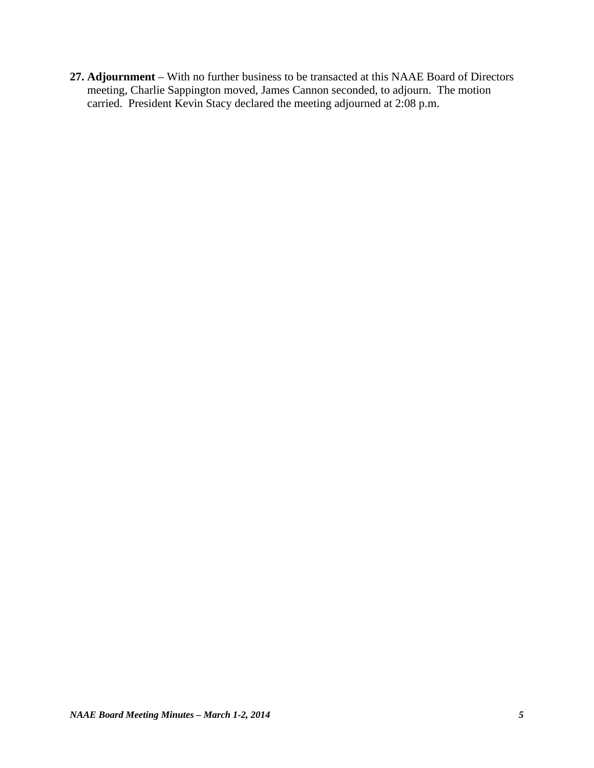27. **Adjournment** – With no further business to be transacted at this NAAE Board of Directors meeting, Charlie Sappington moved, James Cannon seconded, to adjourn. The motion carried. President Kevin Stacy declared the meeting adjourned at 2:08 p.m.